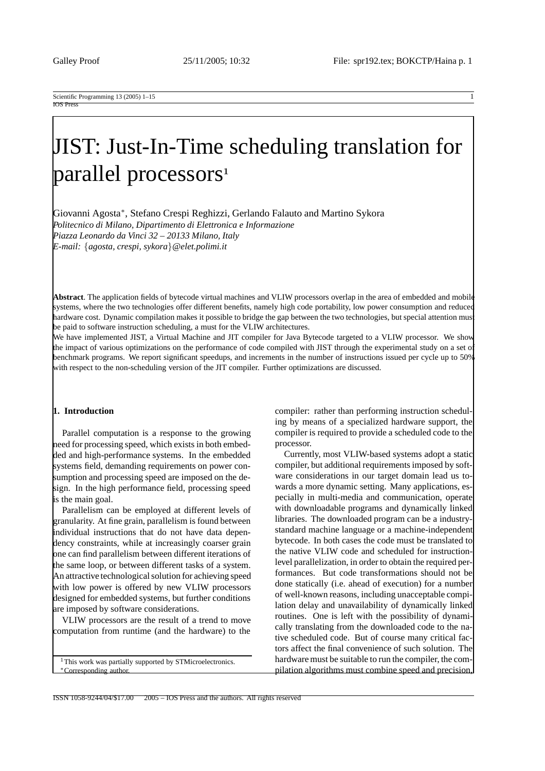# JIST: Just-In-Time scheduling translation for parallel processors[1]

Giovanni Agosta[*], Stefano Crespi Reghizzi, Gerlando Falauto and Martino Sykora

*Politecnico di Milano, Dipartimento di Elettronica e Informazione*
*Piazza Leonardo da Vinci 32 – 20133 Milano, Italy*
*E-mail: {agosta, crespi, sykora}@elet.polimi.it*

**Abstract**. The application fields of bytecode virtual machines and VLIW processors overlap in the area of embedded and mobile systems, where the two technologies offer different benefits, namely high code portability, low power consumption and reduced hardware cost. Dynamic compilation makes it possible to bridge the gap between the two technologies, but special attention must be paid to software instruction scheduling, a must for the VLIW architectures.

We have implemented JIST, a Virtual Machine and JIT compiler for Java Bytecode targeted to a VLIW processor. We show the impact of various optimizations on the performance of code compiled with JIST through the experimental study on a set of benchmark programs. We report significant speedups, and increments in the number of instructions issued per cycle up to 50% with respect to the non-scheduling version of the JIT compiler. Further optimizations are discussed.

## 1. Introduction

Parallel computation is a response to the growing need for processing speed, which exists in both embedded and high-performance systems. In the embedded systems field, demanding requirements on power consumption and processing speed are imposed on the design. In the high performance field, processing speed is the main goal.

Parallelism can be employed at different levels of granularity. At fine grain, parallelism is found between individual instructions that do not have data dependency constraints, while at increasingly coarser grain one can find parallelism between different iterations of the same loop, or between different tasks of a system. An attractive technological solution for achieving speed with low power is offered by new VLIW processors designed for embedded systems, but further conditions are imposed by software considerations.

VLIW processors are the result of a trend to move computation from runtime (and the hardware) to the compiler: rather than performing instruction scheduling by means of a specialized hardware support, the compiler is required to provide a scheduled code to the processor.

Currently, most VLIW-based systems adopt a static compiler, but additional requirements imposed by software considerations in our target domain lead us towards a more dynamic setting. Many applications, especially in multi-media and communication, operate with downloadable programs and dynamically linked libraries. The downloaded program can be a industry-standard machine language or a machine-independent bytecode. In both cases the code must be translated to the native VLIW code and scheduled for instruction-level parallelization, in order to obtain the required performances. But code transformations should not be done statically (i.e. ahead of execution) for a number of well-known reasons, including unacceptable compilation delay and unavailability of dynamically linked routines. One is left with the possibility of dynamically translating from the downloaded code to the native scheduled code. But of course many critical factors affect the final convenience of such solution. The hardware must be suitable to run the compiler, the compilation algorithms must combine speed and precision,

[1] This work was partially supported by STMicroelectronics.
[*] Corresponding author.

ISSN 1058-9244/04/$17.00 2005 – IOS Press and the authors. All rights reserved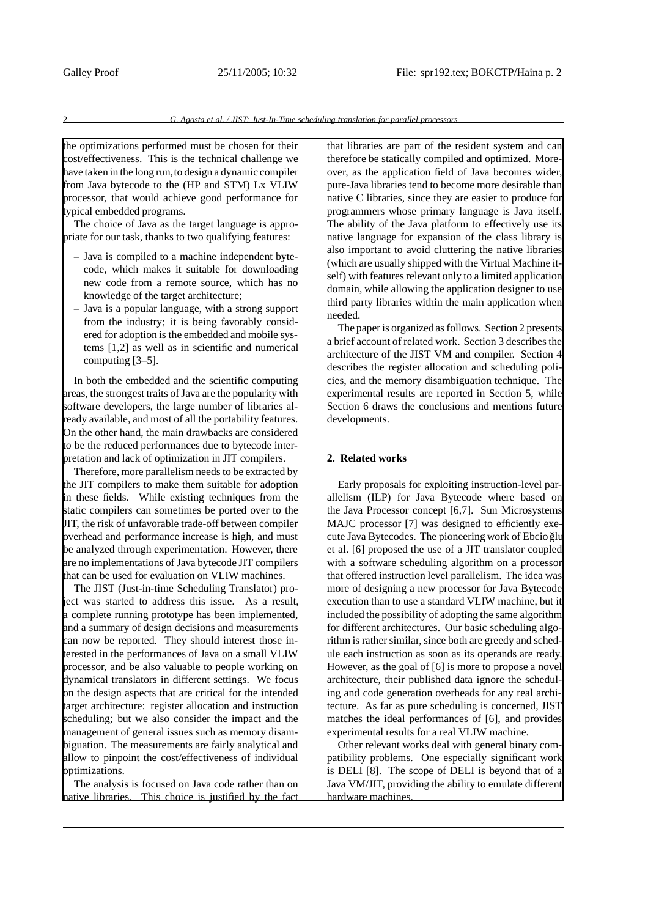the optimizations performed must be chosen for their cost/effectiveness. This is the technical challenge we have taken in the long run, to design a dynamic compiler from Java bytecode to the (HP and STM) Lx VLIW processor, that would achieve good performance for typical embedded programs.

The choice of Java as the target language is appropriate for our task, thanks to two qualifying features:

- Java is compiled to a machine independent bytecode, which makes it suitable for downloading new code from a remote source, which has no knowledge of the target architecture;
- Java is a popular language, with a strong support from the industry; it is being favorably considered for adoption is the embedded and mobile systems [1,2] as well as in scientific and numerical computing [3–5].

In both the embedded and the scientific computing areas, the strongest traits of Java are the popularity with software developers, the large number of libraries already available, and most of all the portability features. On the other hand, the main drawbacks are considered to be the reduced performances due to bytecode interpretation and lack of optimization in JIT compilers.

Therefore, more parallelism needs to be extracted by the JIT compilers to make them suitable for adoption in these fields. While existing techniques from the static compilers can sometimes be ported over to the JIT, the risk of unfavorable trade-off between compiler overhead and performance increase is high, and must be analyzed through experimentation. However, there are no implementations of Java bytecode JIT compilers that can be used for evaluation on VLIW machines.

The JIST (Just-in-time Scheduling Translator) project was started to address this issue. As a result, a complete running prototype has been implemented, and a summary of design decisions and measurements can now be reported. They should interest those interested in the performances of Java on a small VLIW processor, and be also valuable to people working on dynamical translators in different settings. We focus on the design aspects that are critical for the intended target architecture: register allocation and instruction scheduling; but we also consider the impact and the management of general issues such as memory disambiguation. The measurements are fairly analytical and allow to pinpoint the cost/effectiveness of individual optimizations.

The analysis is focused on Java code rather than on native libraries. This choice is justified by the fact that libraries are part of the resident system and can therefore be statically compiled and optimized. Moreover, as the application field of Java becomes wider, pure-Java libraries tend to become more desirable than native C libraries, since they are easier to produce for programmers whose primary language is Java itself. The ability of the Java platform to effectively use its native language for expansion of the class library is also important to avoid cluttering the native libraries (which are usually shipped with the Virtual Machine itself) with features relevant only to a limited application domain, while allowing the application designer to use third party libraries within the main application when needed.

The paper is organized as follows. Section 2 presents a brief account of related work. Section 3 describes the architecture of the JIST VM and compiler. Section 4 describes the register allocation and scheduling policies, and the memory disambiguation technique. The experimental results are reported in Section 5, while Section 6 draws the conclusions and mentions future developments.

## 2. Related works

Early proposals for exploiting instruction-level parallelism (ILP) for Java Bytecode where based on the Java Processor concept [6,7]. Sun Microsystems MAJC processor [7] was designed to efficiently execute Java Bytecodes. The pioneering work of Ebcioğlu et al. [6] proposed the use of a JIT translator coupled with a software scheduling algorithm on a processor that offered instruction level parallelism. The idea was more of designing a new processor for Java Bytecode execution than to use a standard VLIW machine, but it included the possibility of adopting the same algorithm for different architectures. Our basic scheduling algorithm is rather similar, since both are greedy and schedule each instruction as soon as its operands are ready. However, as the goal of [6] is more to propose a novel architecture, their published data ignore the scheduling and code generation overheads for any real architecture. As far as pure scheduling is concerned, JIST matches the ideal performances of [6], and provides experimental results for a real VLIW machine.

Other relevant works deal with general binary compatibility problems. One especially significant work is DELI [8]. The scope of DELI is beyond that of a Java VM/JIT, providing the ability to emulate different hardware machines.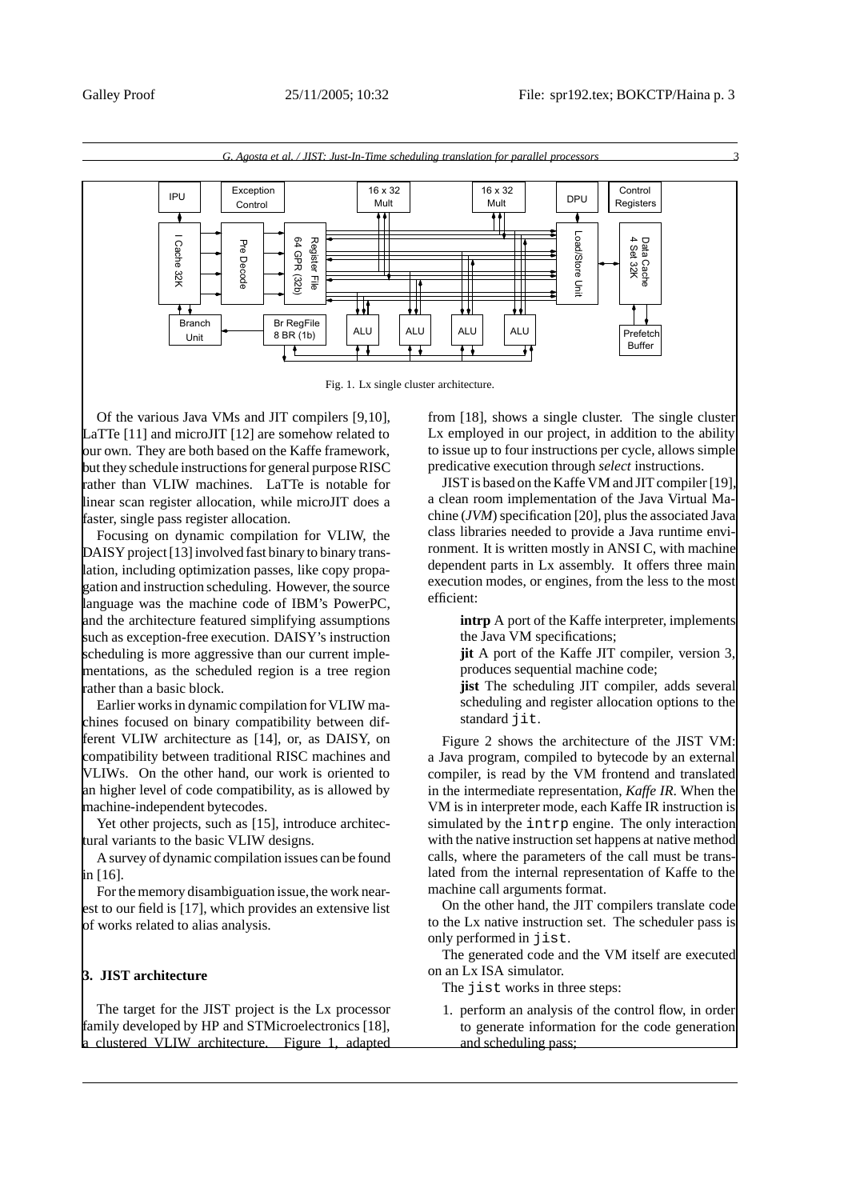Fig. 1. Lx single cluster architecture.

Of the various Java VMs and JIT compilers [9,10], LaTTe [11] and microJIT [12] are somehow related to our own. They are both based on the Kaffe framework, but they schedule instructions for general purpose RISC rather than VLIW machines. LaTTe is notable for linear scan register allocation, while microJIT does a faster, single pass register allocation.

Focusing on dynamic compilation for VLIW, the DAISY project [13] involved fast binary to binary translation, including optimization passes, like copy propagation and instruction scheduling. However, the source language was the machine code of IBM's PowerPC, and the architecture featured simplifying assumptions such as exception-free execution. DAISY's instruction scheduling is more aggressive than our current implementations, as the scheduled region is a tree region rather than a basic block.

Earlier works in dynamic compilation for VLIW machines focused on binary compatibility between different VLIW architecture as [14], or, as DAISY, on compatibility between traditional RISC machines and VLIWs. On the other hand, our work is oriented to an higher level of code compatibility, as is allowed by machine-independent bytecodes.

Yet other projects, such as [15], introduce architectural variants to the basic VLIW designs.

A survey of dynamic compilation issues can be found in [16].

For the memory disambiguation issue, the work nearest to our field is [17], which provides an extensive list of works related to alias analysis.

## 3. JIST architecture

The target for the JIST project is the Lx processor family developed by HP and STMicroelectronics [18], a clustered VLIW architecture. Figure 1, adapted from [18], shows a single cluster. The single cluster Lx employed in our project, in addition to the ability to issue up to four instructions per cycle, allows simple predicative execution through *select* instructions.

JIST is based on the Kaffe VM and JIT compiler [19], a clean room implementation of the Java Virtual Machine (*JVM*) specification [20], plus the associated Java class libraries needed to provide a Java runtime environment. It is written mostly in ANSI C, with machine dependent parts in Lx assembly. It offers three main execution modes, or engines, from the less to the most efficient:

- **intrp** A port of the Kaffe interpreter, implements the Java VM specifications;
- **jit** A port of the Kaffe JIT compiler, version 3, produces sequential machine code;
- **jist** The scheduling JIT compiler, adds several scheduling and register allocation options to the standard `jit`.

Figure 2 shows the architecture of the JIST VM: a Java program, compiled to bytecode by an external compiler, is read by the VM frontend and translated in the intermediate representation, *Kaffe IR*. When the VM is in interpreter mode, each Kaffe IR instruction is simulated by the `intrp` engine. The only interaction with the native instruction set happens at native method calls, where the parameters of the call must be translated from the internal representation of Kaffe to the machine call arguments format.

On the other hand, the JIT compilers translate code to the Lx native instruction set. The scheduler pass is only performed in `jist`.

The generated code and the VM itself are executed on an Lx ISA simulator.

The `jist` works in three steps:

1. perform an analysis of the control flow, in order to generate information for the code generation and scheduling pass;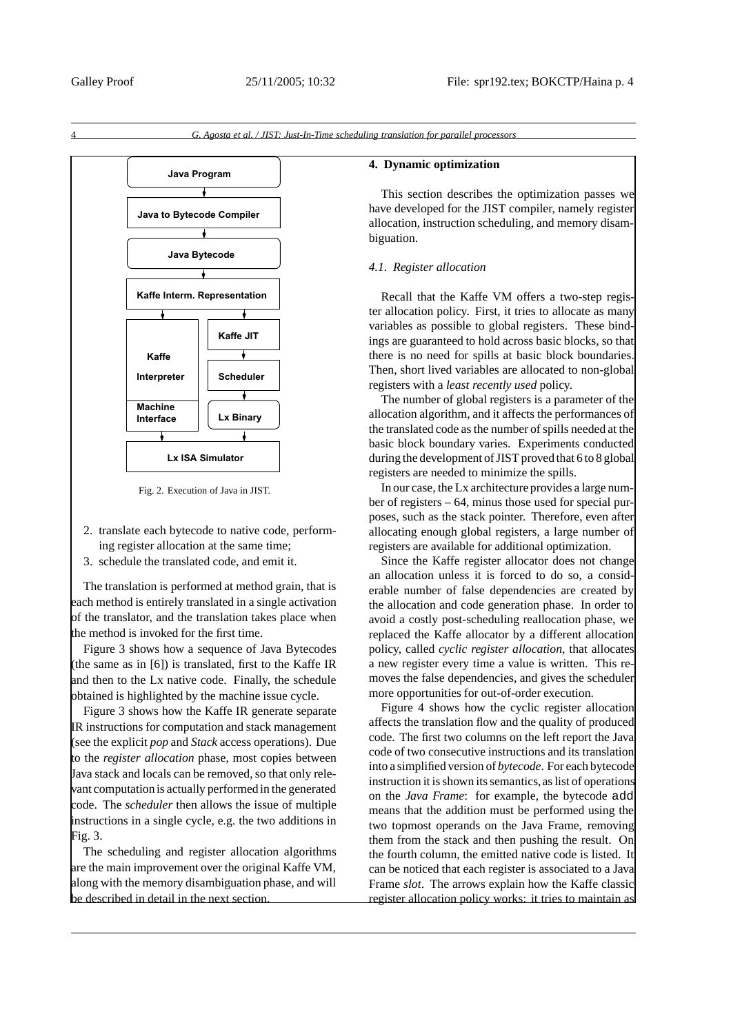Fig. 2. Execution of Java in JIST.

2. translate each bytecode to native code, performing register allocation at the same time;
3. schedule the translated code, and emit it.

The translation is performed at method grain, that is each method is entirely translated in a single activation of the translator, and the translation takes place when the method is invoked for the first time.

Figure 3 shows how a sequence of Java Bytecodes (the same as in [6]) is translated, first to the Kaffe IR and then to the Lx native code. Finally, the schedule obtained is highlighted by the machine issue cycle.

Figure 3 shows how the Kaffe IR generate separate IR instructions for computation and stack management (see the explicit *pop* and *Stack* access operations). Due to the *register allocation* phase, most copies between Java stack and locals can be removed, so that only relevant computation is actually performed in the generated code. The *scheduler* then allows the issue of multiple instructions in a single cycle, e.g. the two additions in Fig. 3.

The scheduling and register allocation algorithms are the main improvement over the original Kaffe VM, along with the memory disambiguation phase, and will be described in detail in the next section.

## 4. Dynamic optimization

This section describes the optimization passes we have developed for the JIST compiler, namely register allocation, instruction scheduling, and memory disambiguation.

### 4.1. Register allocation

Recall that the Kaffe VM offers a two-step register allocation policy. First, it tries to allocate as many variables as possible to global registers. These bindings are guaranteed to hold across basic blocks, so that there is no need for spills at basic block boundaries. Then, short lived variables are allocated to non-global registers with a *least recently used* policy.

The number of global registers is a parameter of the allocation algorithm, and it affects the performances of the translated code as the number of spills needed at the basic block boundary varies. Experiments conducted during the development of JIST proved that 6 to 8 global registers are needed to minimize the spills.

In our case, the Lx architecture provides a large number of registers – 64, minus those used for special purposes, such as the stack pointer. Therefore, even after allocating enough global registers, a large number of registers are available for additional optimization.

Since the Kaffe register allocator does not change an allocation unless it is forced to do so, a considerable number of false dependencies are created by the allocation and code generation phase. In order to avoid a costly post-scheduling reallocation phase, we replaced the Kaffe allocator by a different allocation policy, called *cyclic register allocation*, that allocates a new register every time a value is written. This removes the false dependencies, and gives the scheduler more opportunities for out-of-order execution.

Figure 4 shows how the cyclic register allocation affects the translation flow and the quality of produced code. The first two columns on the left report the Java code of two consecutive instructions and its translation into a simplified version of *bytecode*. For each bytecode instruction it is shown its semantics, as list of operations on the *Java Frame*: for example, the bytecode `add` means that the addition must be performed using the two topmost operands on the Java Frame, removing them from the stack and then pushing the result. On the fourth column, the emitted native code is listed. It can be noticed that each register is associated to a Java Frame *slot*. The arrows explain how the Kaffe classic register allocation policy works: it tries to maintain as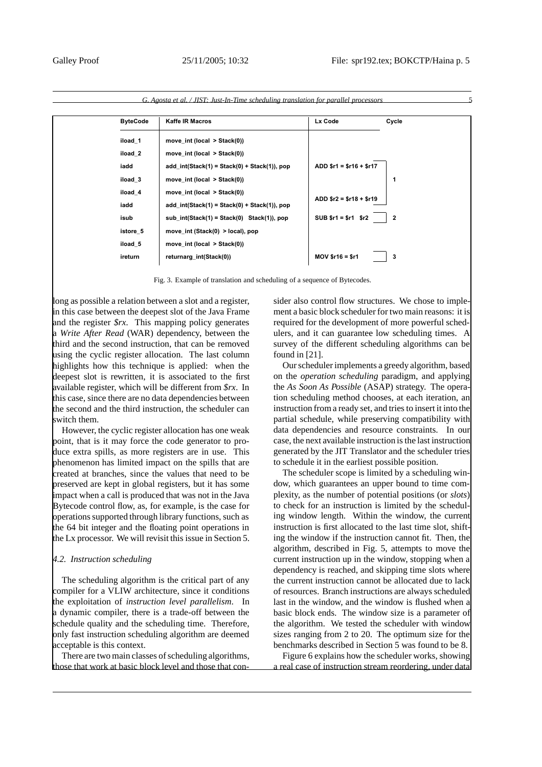| ByteCode | Kaffe IR Macros | Lx Code | Cycle |
|---|---|---|---|
| iload_1 | move_int (local > Stack(0)) | | |
| iload_2 | move_int (local > Stack(0)) | | |
| iadd | add_int(Stack(1) = Stack(0) + Stack(1)), pop | ADD $r1 = $r16 + $r17 | |
| iload_3 | move_int (local > Stack(0)) | | 1 |
| iload_4 | move_int (local > Stack(0)) | ADD $r2 = $r18 + $r19 | |
| iadd | add_int(Stack(1) = Stack(0) + Stack(1)), pop | | |
| isub | sub_int(Stack(1) = Stack(0) Stack(1)), pop | SUB $r1 = $r1 $r2 | 2 |
| istore_5 | move_int (Stack(0) > local), pop | | |
| iload_5 | move_int (local > Stack(0)) | | |
| ireturn | returnarg_int(Stack(0)) | MOV $r16 = $r1 | 3 |

Fig. 3. Example of translation and scheduling of a sequence of Bytecodes.

long as possible a relation between a slot and a register, in this case between the deepest slot of the Java Frame and the register *$rx*. This mapping policy generates a *Write After Read* (WAR) dependency, between the third and the second instruction, that can be removed using the cyclic register allocation. The last column highlights how this technique is applied: when the deepest slot is rewritten, it is associated to the first available register, which will be different from *$rx*. In this case, since there are no data dependencies between the second and the third instruction, the scheduler can switch them.

However, the cyclic register allocation has one weak point, that is it may force the code generator to produce extra spills, as more registers are in use. This phenomenon has limited impact on the spills that are created at branches, since the values that need to be preserved are kept in global registers, but it has some impact when a call is produced that was not in the Java Bytecode control flow, as, for example, is the case for operations supported through library functions, such as the 64 bit integer and the floating point operations in the Lx processor. We will revisit this issue in Section 5.

### *4.2. Instruction scheduling*

The scheduling algorithm is the critical part of any compiler for a VLIW architecture, since it conditions the exploitation of *instruction level parallelism*. In a dynamic compiler, there is a trade-off between the schedule quality and the scheduling time. Therefore, only fast instruction scheduling algorithm are deemed acceptable is this context.

There are two main classes of scheduling algorithms, those that work at basic block level and those that consider also control flow structures. We chose to implement a basic block scheduler for two main reasons: it is required for the development of more powerful schedulers, and it can guarantee low scheduling times. A survey of the different scheduling algorithms can be found in [21].

Our scheduler implements a greedy algorithm, based on the *operation scheduling* paradigm, and applying the *As Soon As Possible* (ASAP) strategy. The operation scheduling method chooses, at each iteration, an instruction from a ready set, and tries to insert it into the partial schedule, while preserving compatibility with data dependencies and resource constraints. In our case, the next available instruction is the last instruction generated by the JIT Translator and the scheduler tries to schedule it in the earliest possible position.

The scheduler scope is limited by a scheduling window, which guarantees an upper bound to time complexity, as the number of potential positions (or *slots*) to check for an instruction is limited by the scheduling window length. Within the window, the current instruction is first allocated to the last time slot, shifting the window if the instruction cannot fit. Then, the algorithm, described in Fig. 5, attempts to move the current instruction up in the window, stopping when a dependency is reached, and skipping time slots where the current instruction cannot be allocated due to lack of resources. Branch instructions are always scheduled last in the window, and the window is flushed when a basic block ends. The window size is a parameter of the algorithm. We tested the scheduler with window sizes ranging from 2 to 20. The optimum size for the benchmarks described in Section 5 was found to be 8.

Figure 6 explains how the scheduler works, showing a real case of instruction stream reordering, under data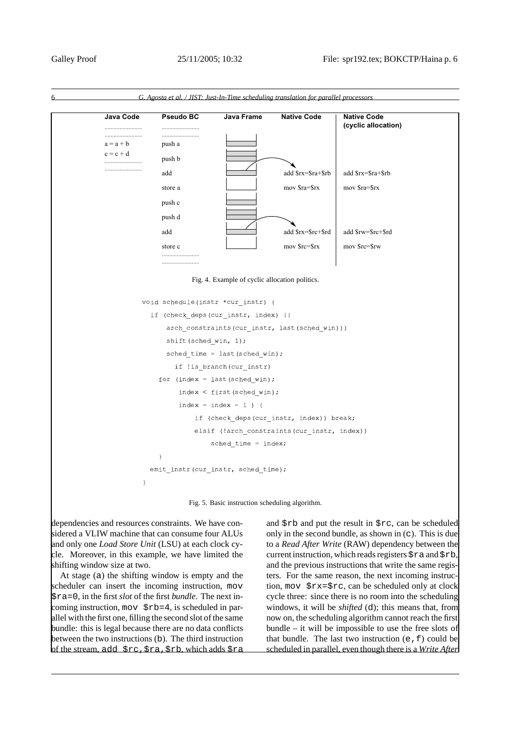| Java Code | Pseudo BC | Java Frame | Native Code | Native Code (cyclic allocation) |
|---|---|---|---|---|
| ......................... | ......................... | | | |
| ......................... | ......................... | | | |
| a = a + b | push a | | | |
| c = c + d | push b | | | |
| ......................... | add | | add $rx=$ra+$rb | add $rx=$ra+$rb |
| | store a | | mov $ra=$rx | mov $ra=$rx |
| | push c | | | |
| | push d | | | |
| | add | | add $rx=$rc+$rd | add $rw=$rc+$rd |
| | store c | | mov $rc=$rx | mov $rc=$rw |
| | ......................... | | | |
| | ......................... | | | |

Fig. 4. Example of cyclic allocation politics.

```
void schedule(instr *cur_instr) {
  if (check_deps(cur_instr, index) ||
      arch_constraints(cur_instr, last(sched_win)))
      shift(sched_win, 1);
      sched_time = last(sched_win);
        if !is_branch(cur_instr)
    for (index = last(sched_win);
         index < first(sched_win);
         index = index - 1 ) {
             if (check_deps(cur_instr, index)) break;
             elsif (!arch_constraints(cur_instr, index))
                 sched_time = index;
    }
  emit_instr(cur_instr, sched_time);
}
```

Fig. 5. Basic instruction scheduling algorithm.

dependencies and resources constraints. We have considered a VLIW machine that can consume four ALUs and only one *Load Store Unit* (LSU) at each clock cycle. Moreover, in this example, we have limited the shifting window size at two.

At stage (a) the shifting window is empty and the scheduler can insert the incoming instruction, mov $ra=0, in the first *slot* of the first *bundle*. The next incoming instruction, mov $rb=4, is scheduled in parallel with the first one, filling the second slot of the same bundle: this is legal because there are no data conflicts between the two instructions (b). The third instruction of the stream, add $rc,$ra,$rb, which adds $ra and $rb and put the result in $rc, can be scheduled only in the second bundle, as shown in (c). This is due to a *Read After Write* (RAW) dependency between the current instruction, which reads registers $ra and $rb, and the previous instructions that write the same registers. For the same reason, the next incoming instruction, mov $rx=$rc, can be scheduled only at clock cycle three: since there is no room into the scheduling windows, it will be *shifted* (d); this means that, from now on, the scheduling algorithm cannot reach the first bundle – it will be impossible to use the free slots of that bundle. The last two instruction (e,f) could be scheduled in parallel, even though there is a *Write After*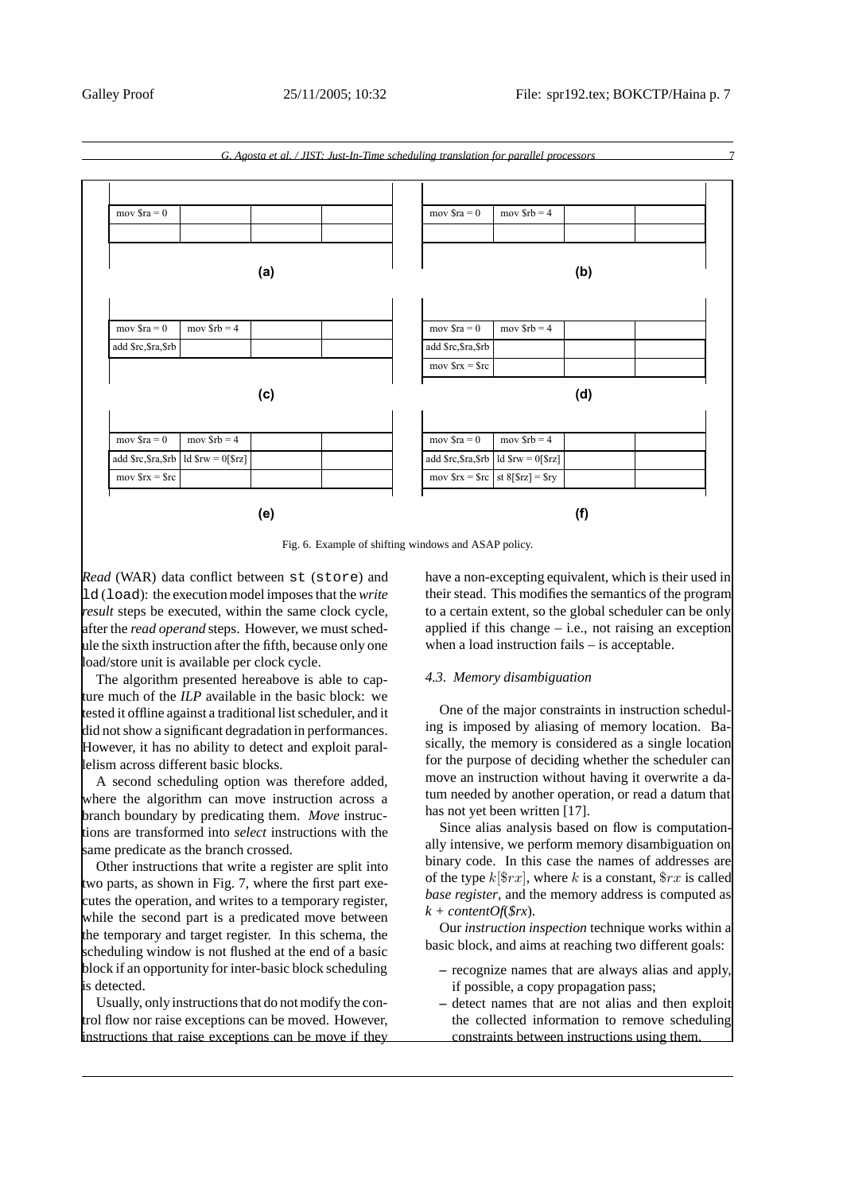| mov $ra = 0 | | | |
|---|---|---|---|
| | | | |

**(a)**

| mov $ra = 0 | mov $rb = 4 | | |
|---|---|---|---|
| | | | |

**(b)**

| mov $ra = 0 | mov $rb = 4 | | |
|---|---|---|---|
| add $rc,$ra,$rb | | | |

**(c)**

| mov $ra = 0 | mov $rb = 4 | | |
|---|---|---|---|
| add $rc,$ra,$rb | | | |
| mov $rx = $rc | | | |

**(d)**

| mov $ra = 0 | mov $rb = 4 | | |
|---|---|---|---|
| add $rc,$ra,$rb | ld $rw = 0[$rz] | | |
| mov $rx = $rc | | | |

**(e)**

| mov $ra = 0 | mov $rb = 4 | | |
|---|---|---|---|
| add $rc,$ra,$rb | ld $rw = 0[$rz] | | |
| mov $rx = $rc | st 8[$rz] = $ry | | |

**(f)**

Fig. 6. Example of shifting windows and ASAP policy.

*Read* (WAR) data conflict between `st` (`store`) and `ld` (`load`): the execution model imposes that the *write result* steps be executed, within the same clock cycle, after the *read operand* steps. However, we must schedule the sixth instruction after the fifth, because only one load/store unit is available per clock cycle.

The algorithm presented hereabove is able to capture much of the *ILP* available in the basic block: we tested it offline against a traditional list scheduler, and it did not show a significant degradation in performances. However, it has no ability to detect and exploit parallelism across different basic blocks.

A second scheduling option was therefore added, where the algorithm can move instruction across a branch boundary by predicating them. *Move* instructions are transformed into *select* instructions with the same predicate as the branch crossed.

Other instructions that write a register are split into two parts, as shown in Fig. 7, where the first part executes the operation, and writes to a temporary register, while the second part is a predicated move between the temporary and target register. In this schema, the scheduling window is not flushed at the end of a basic block if an opportunity for inter-basic block scheduling is detected.

Usually, only instructions that do not modify the control flow nor raise exceptions can be moved. However, instructions that raise exceptions can be move if they have a non-excepting equivalent, which is their used in their stead. This modifies the semantics of the program to a certain extent, so the global scheduler can be only applied if this change – i.e., not raising an exception when a load instruction fails – is acceptable.

### 4.3. Memory disambiguation

One of the major constraints in instruction scheduling is imposed by aliasing of memory location. Basically, the memory is considered as a single location for the purpose of deciding whether the scheduler can move an instruction without having it overwrite a datum needed by another operation, or read a datum that has not yet been written [17].

Since alias analysis based on flow is computationally intensive, we perform memory disambiguation on binary code. In this case the names of addresses are of the type $k[\$rx]$, where $k$ is a constant, $\$rx$ is called *base register*, and the memory address is computed as *k + contentOf($rx)*.

Our *instruction inspection* technique works within a basic block, and aims at reaching two different goals:

- recognize names that are always alias and apply, if possible, a copy propagation pass;
- detect names that are not alias and then exploit the collected information to remove scheduling constraints between instructions using them.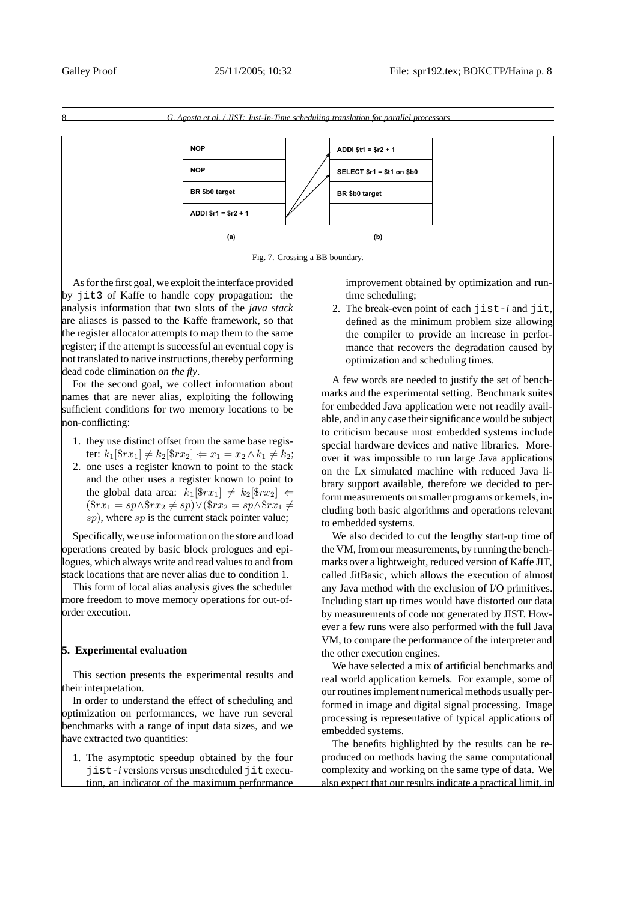NOP

NOP

BR $b0 target

ADDI $r1 = $r2 + 1

(a)

ADDI $t1 = $r2 + 1

SELECT $r1 = $t1 on $b0

BR $b0 target

(b)

Fig. 7. Crossing a BB boundary.

As for the first goal, we exploit the interface provided by `jit3` of Kaffe to handle copy propagation: the analysis information that two slots of the *java stack* are aliases is passed to the Kaffe framework, so that the register allocator attempts to map them to the same register; if the attempt is successful an eventual copy is not translated to native instructions, thereby performing dead code elimination *on the fly*.

For the second goal, we collect information about names that are never alias, exploiting the following sufficient conditions for two memory locations to be non-conflicting:

1. they use distinct offset from the same base register: $k_1[\$rx_1] \neq k_2[\$rx_2] \Leftarrow x_1 = x_2 \wedge k_1 \neq k_2$;
2. one uses a register known to point to the stack and the other uses a register known to point to the global data area: $k_1[\$rx_1] \neq k_2[\$rx_2] \Leftarrow (\$rx_1 = sp \wedge \$rx_2 \neq sp) \vee (\$rx_2 = sp \wedge \$rx_1 \neq sp)$, where $sp$ is the current stack pointer value;

Specifically, we use information on the store and load operations created by basic block prologues and epilogues, which always write and read values to and from stack locations that are never alias due to condition 1.

This form of local alias analysis gives the scheduler more freedom to move memory operations for out-of-order execution.

## 5. Experimental evaluation

This section presents the experimental results and their interpretation.

In order to understand the effect of scheduling and optimization on performances, we have run several benchmarks with a range of input data sizes, and we have extracted two quantities:

1. The asymptotic speedup obtained by the four `jist`-*i* versions versus unscheduled `jit` execution, an indicator of the maximum performance improvement obtained by optimization and runtime scheduling;
2. The break-even point of each `jist`-*i* and `jit`, defined as the minimum problem size allowing the compiler to provide an increase in performance that recovers the degradation caused by optimization and scheduling times.

A few words are needed to justify the set of benchmarks and the experimental setting. Benchmark suites for embedded Java application were not readily available, and in any case their significance would be subject to criticism because most embedded systems include special hardware devices and native libraries. Moreover it was impossible to run large Java applications on the Lx simulated machine with reduced Java library support available, therefore we decided to perform measurements on smaller programs or kernels, including both basic algorithms and operations relevant to embedded systems.

We also decided to cut the lengthy start-up time of the VM, from our measurements, by running the benchmarks over a lightweight, reduced version of Kaffe JIT, called JitBasic, which allows the execution of almost any Java method with the exclusion of I/O primitives. Including start up times would have distorted our data by measurements of code not generated by JIST. However a few runs were also performed with the full Java VM, to compare the performance of the interpreter and the other execution engines.

We have selected a mix of artificial benchmarks and real world application kernels. For example, some of our routines implement numerical methods usually performed in image and digital signal processing. Image processing is representative of typical applications of embedded systems.

The benefits highlighted by the results can be reproduced on methods having the same computational complexity and working on the same type of data. We also expect that our results indicate a practical limit, in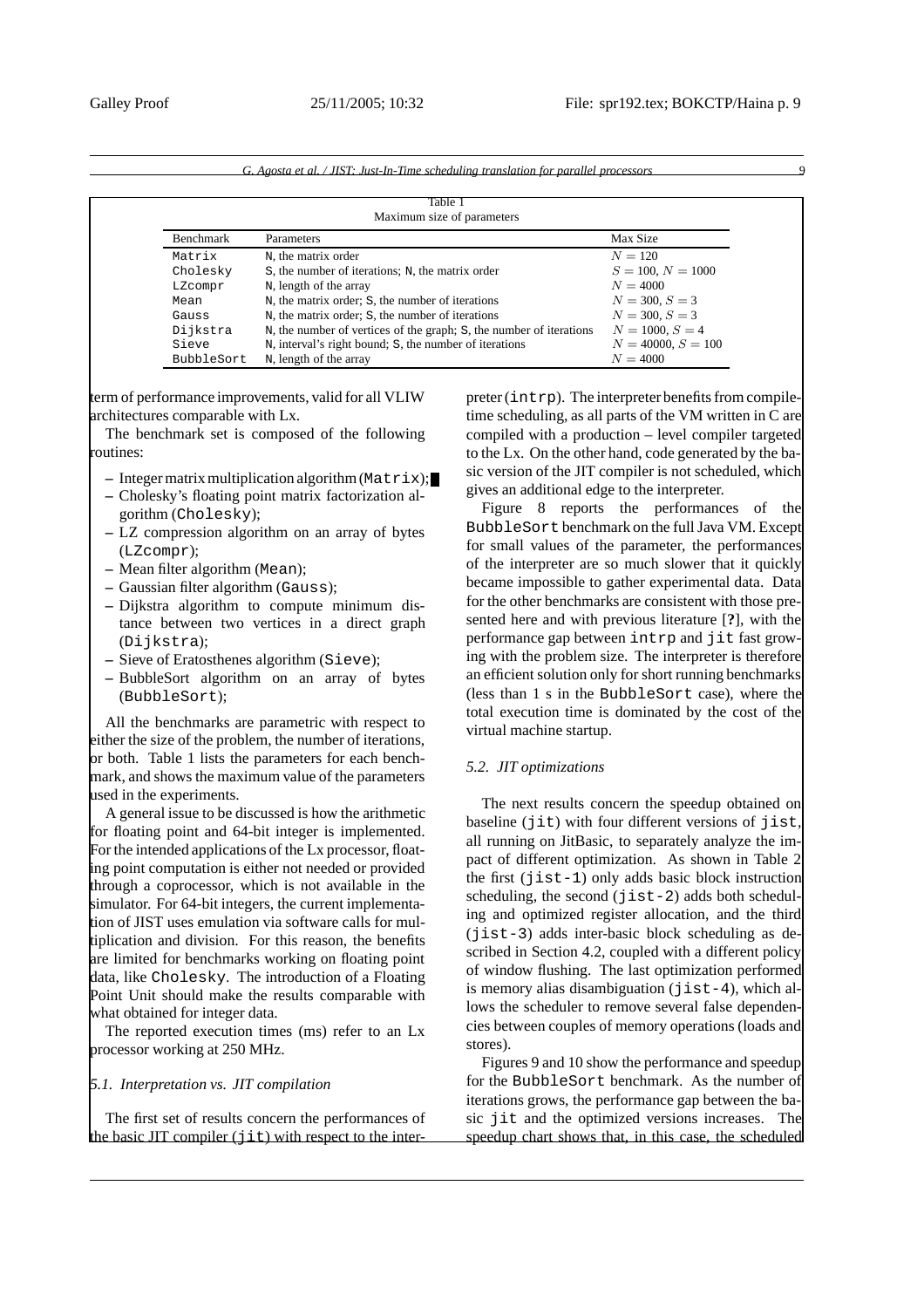Table 1
Maximum size of parameters

| Benchmark | Parameters | Max Size |
|---|---|---|
| Matrix | N, the matrix order | $N = 120$ |
| Cholesky | S, the number of iterations; N, the matrix order | $S = 100$, $N = 1000$ |
| LZcompr | N, length of the array | $N = 4000$ |
| Mean | N, the matrix order; S, the number of iterations | $N = 300$, $S = 3$ |
| Gauss | N, the matrix order; S, the number of iterations | $N = 300$, $S = 3$ |
| Dijkstra | N, the number of vertices of the graph; S, the number of iterations | $N = 1000$, $S = 4$ |
| Sieve | N, interval's right bound; S, the number of iterations | $N = 40000$, $S = 100$ |
| BubbleSort | N, length of the array | $N = 4000$ |

term of performance improvements, valid for all VLIW architectures comparable with Lx.

The benchmark set is composed of the following routines:

– Integer matrix multiplication algorithm (Matrix);
– Cholesky's floating point matrix factorization algorithm (Cholesky);
– LZ compression algorithm on an array of bytes (LZcompr);
– Mean filter algorithm (Mean);
– Gaussian filter algorithm (Gauss);
– Dijkstra algorithm to compute minimum distance between two vertices in a direct graph (Dijkstra);
– Sieve of Eratosthenes algorithm (Sieve);
– BubbleSort algorithm on an array of bytes (BubbleSort);

All the benchmarks are parametric with respect to either the size of the problem, the number of iterations, or both. Table 1 lists the parameters for each benchmark, and shows the maximum value of the parameters used in the experiments.

A general issue to be discussed is how the arithmetic for floating point and 64-bit integer is implemented. For the intended applications of the Lx processor, floating point computation is either not needed or provided through a coprocessor, which is not available in the simulator. For 64-bit integers, the current implementation of JIST uses emulation via software calls for multiplication and division. For this reason, the benefits are limited for benchmarks working on floating point data, like Cholesky. The introduction of a Floating Point Unit should make the results comparable with what obtained for integer data.

The reported execution times (ms) refer to an Lx processor working at 250 MHz.

### *5.1. Interpretation vs. JIT compilation*

The first set of results concern the performances of the basic JIT compiler (jit) with respect to the interpreter (intrp). The interpreter benefits from compile-time scheduling, as all parts of the VM written in C are compiled with a production – level compiler targeted to the Lx. On the other hand, code generated by the basic version of the JIT compiler is not scheduled, which gives an additional edge to the interpreter.

Figure 8 reports the performances of the BubbleSort benchmark on the full Java VM. Except for small values of the parameter, the performances of the interpreter are so much slower that it quickly became impossible to gather experimental data. Data for the other benchmarks are consistent with those presented here and with previous literature [?], with the performance gap between intrp and jit fast growing with the problem size. The interpreter is therefore an efficient solution only for short running benchmarks (less than 1 s in the BubbleSort case), where the total execution time is dominated by the cost of the virtual machine startup.

### *5.2. JIT optimizations*

The next results concern the speedup obtained on baseline (jit) with four different versions of jist, all running on JitBasic, to separately analyze the impact of different optimization. As shown in Table 2 the first (jist-1) only adds basic block instruction scheduling, the second (jist-2) adds both scheduling and optimized register allocation, and the third (jist-3) adds inter-basic block scheduling as described in Section 4.2, coupled with a different policy of window flushing. The last optimization performed is memory alias disambiguation (jist-4), which allows the scheduler to remove several false dependencies between couples of memory operations (loads and stores).

Figures 9 and 10 show the performance and speedup for the BubbleSort benchmark. As the number of iterations grows, the performance gap between the basic jit and the optimized versions increases. The speedup chart shows that, in this case, the scheduled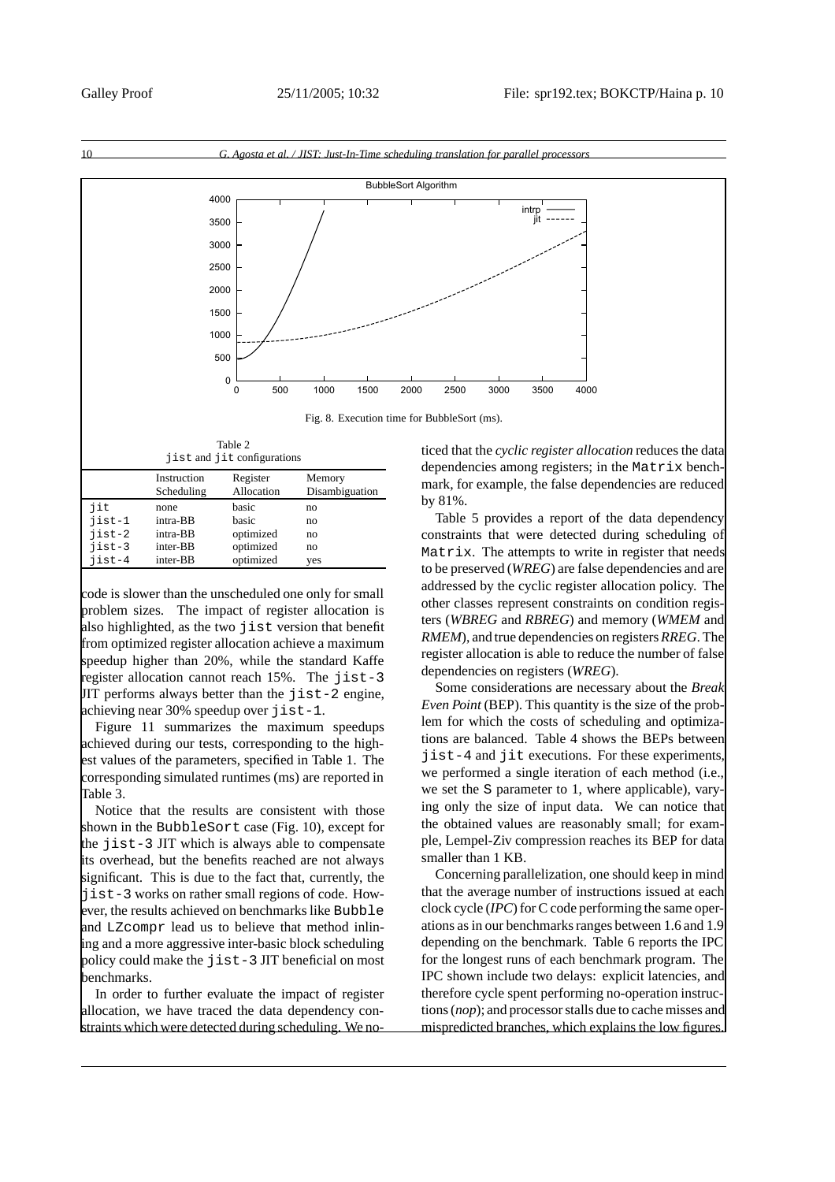Fig. 8. Execution time for BubbleSort (ms).

Table 2

jist and jit configurations

| | Instruction Scheduling | Register Allocation | Memory Disambiguation |
|---|---|---|---|
| jit | none | basic | no |
| jist-1 | intra-BB | basic | no |
| jist-2 | intra-BB | optimized | no |
| jist-3 | inter-BB | optimized | no |
| jist-4 | inter-BB | optimized | yes |

code is slower than the unscheduled one only for small problem sizes. The impact of register allocation is also highlighted, as the two jist version that benefit from optimized register allocation achieve a maximum speedup higher than 20%, while the standard Kaffe register allocation cannot reach 15%. The jist-3 JIT performs always better than the jist-2 engine, achieving near 30% speedup over jist-1.

Figure 11 summarizes the maximum speedups achieved during our tests, corresponding to the highest values of the parameters, specified in Table 1. The corresponding simulated runtimes (ms) are reported in Table 3.

Notice that the results are consistent with those shown in the BubbleSort case (Fig. 10), except for the jist-3 JIT which is always able to compensate its overhead, but the benefits reached are not always significant. This is due to the fact that, currently, the jist-3 works on rather small regions of code. However, the results achieved on benchmarks like Bubble and LZcompr lead us to believe that method inlining and a more aggressive inter-basic block scheduling policy could make the jist-3 JIT beneficial on most benchmarks.

In order to further evaluate the impact of register allocation, we have traced the data dependency constraints which were detected during scheduling. We noticed that the *cyclic register allocation* reduces the data dependencies among registers; in the Matrix benchmark, for example, the false dependencies are reduced by 81%.

Table 5 provides a report of the data dependency constraints that were detected during scheduling of Matrix. The attempts to write in register that needs to be preserved (*WREG*) are false dependencies and are addressed by the cyclic register allocation policy. The other classes represent constraints on condition registers (*WBREG* and *RBREG*) and memory (*WMEM* and *RMEM*), and true dependencies on registers *RREG*. The register allocation is able to reduce the number of false dependencies on registers (*WREG*).

Some considerations are necessary about the *Break Even Point* (BEP). This quantity is the size of the problem for which the costs of scheduling and optimizations are balanced. Table 4 shows the BEPs between jist-4 and jit executions. For these experiments, we performed a single iteration of each method (i.e., we set the S parameter to 1, where applicable), varying only the size of input data. We can notice that the obtained values are reasonably small; for example, Lempel-Ziv compression reaches its BEP for data smaller than 1 KB.

Concerning parallelization, one should keep in mind that the average number of instructions issued at each clock cycle (*IPC*) for C code performing the same operations as in our benchmarks ranges between 1.6 and 1.9 depending on the benchmark. Table 6 reports the IPC for the longest runs of each benchmark program. The IPC shown include two delays: explicit latencies, and therefore cycle spent performing no-operation instructions (*nop*); and processor stalls due to cache misses and mispredicted branches, which explains the low figures.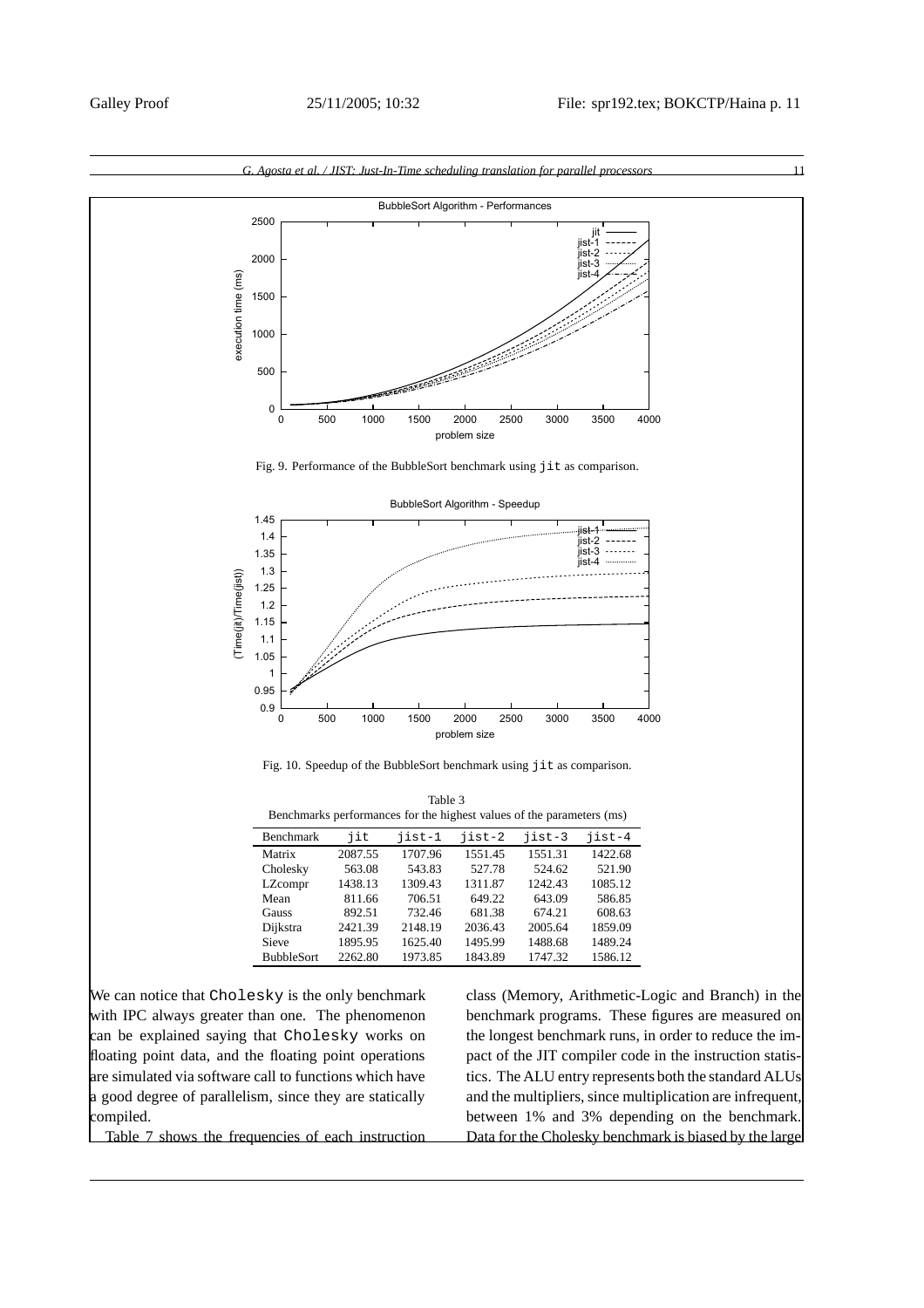Fig. 9. Performance of the BubbleSort benchmark using `jit` as comparison.

Fig. 10. Speedup of the BubbleSort benchmark using `jit` as comparison.

Table 3
Benchmarks performances for the highest values of the parameters (ms)

| Benchmark | jit | jist-1 | jist-2 | jist-3 | jist-4 |
|---|---|---|---|---|---|
| Matrix | 2087.55 | 1707.96 | 1551.45 | 1551.31 | 1422.68 |
| Cholesky | 563.08 | 543.83 | 527.78 | 524.62 | 521.90 |
| LZcompr | 1438.13 | 1309.43 | 1311.87 | 1242.43 | 1085.12 |
| Mean | 811.66 | 706.51 | 649.22 | 643.09 | 586.85 |
| Gauss | 892.51 | 732.46 | 681.38 | 674.21 | 608.63 |
| Dijkstra | 2421.39 | 2148.19 | 2036.43 | 2005.64 | 1859.09 |
| Sieve | 1895.95 | 1625.40 | 1495.99 | 1488.68 | 1489.24 |
| BubbleSort | 2262.80 | 1973.85 | 1843.89 | 1747.32 | 1586.12 |

We can notice that `Cholesky` is the only benchmark with IPC always greater than one. The phenomenon can be explained saying that `Cholesky` works on floating point data, and the floating point operations are simulated via software call to functions which have a good degree of parallelism, since they are statically compiled.

Table 7 shows the frequencies of each instruction class (Memory, Arithmetic-Logic and Branch) in the benchmark programs. These figures are measured on the longest benchmark runs, in order to reduce the impact of the JIT compiler code in the instruction statistics. The ALU entry represents both the standard ALUs and the multipliers, since multiplication are infrequent, between 1% and 3% depending on the benchmark. Data for the Cholesky benchmark is biased by the large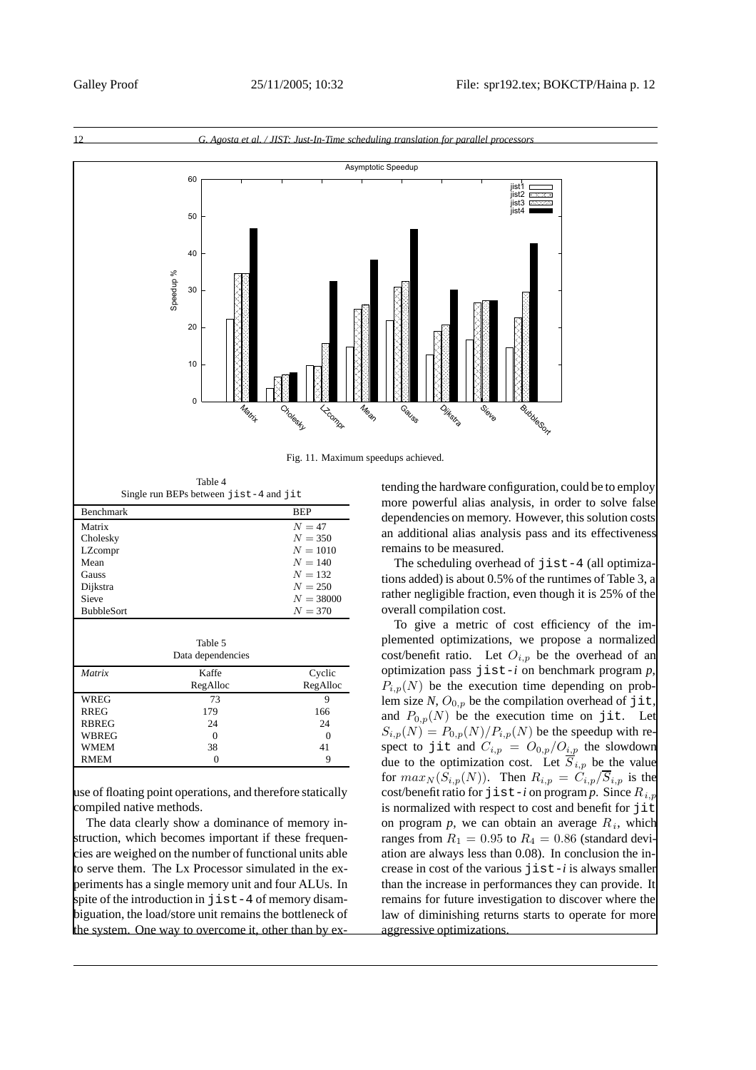Fig. 11. Maximum speedups achieved.

Table 4
Single run BEPs between `jist-4` and `jit`

| Benchmark | BEP |
|---|---|
| Matrix | $N = 47$ |
| Cholesky | $N = 350$ |
| LZcompr | $N = 1010$ |
| Mean | $N = 140$ |
| Gauss | $N = 132$ |
| Dijkstra | $N = 250$ |
| Sieve | $N = 38000$ |
| BubbleSort | $N = 370$ |

Table 5
Data dependencies

| *Matrix* | Kaffe RegAlloc | Cyclic RegAlloc |
|---|---|---|
| WREG | 73 | 9 |
| RREG | 179 | 166 |
| RBREG | 24 | 24 |
| WBREG | 0 | 0 |
| WMEM | 38 | 41 |
| RMEM | 0 | 9 |

use of floating point operations, and therefore statically compiled native methods.

The data clearly show a dominance of memory instruction, which becomes important if these frequencies are weighed on the number of functional units able to serve them. The Lx Processor simulated in the experiments has a single memory unit and four ALUs. In spite of the introduction in `jist-4` of memory disambiguation, the load/store unit remains the bottleneck of the system. One way to overcome it, other than by extending the hardware configuration, could be to employ more powerful alias analysis, in order to solve false dependencies on memory. However, this solution costs an additional alias analysis pass and its effectiveness remains to be measured.

The scheduling overhead of `jist-4` (all optimizations added) is about 0.5% of the runtimes of Table 3, a rather negligible fraction, even though it is 25% of the overall compilation cost.

To give a metric of cost efficiency of the implemented optimizations, we propose a normalized cost/benefit ratio. Let $O_{i,p}$ be the overhead of an optimization pass `jist-`*i* on benchmark program *p*, $P_{i,p}(N)$ be the execution time depending on problem size *N*, $O_{0,p}$ be the compilation overhead of `jit`, and $P_{0,p}(N)$ be the execution time on `jit`. Let $S_{i,p}(N) = P_{0,p}(N)/P_{i,p}(N)$ be the speedup with respect to `jit` and $C_{i,p} = O_{0,p}/O_{i,p}$ the slowdown due to the optimization cost. Let $\overline{S}_{i,p}$ be the value for $max_N(S_{i,p}(N))$. Then $R_{i,p} = C_{i,p}/\overline{S}_{i,p}$ is the cost/benefit ratio for `jist-`*i* on program *p*. Since $R_{i,p}$ is normalized with respect to cost and benefit for `jit` on program *p*, we can obtain an average $R_i$, which ranges from $R_1 = 0.95$ to $R_4 = 0.86$ (standard deviation are always less than 0.08). In conclusion the increase in cost of the various `jist-`*i* is always smaller than the increase in performances they can provide. It remains for future investigation to discover where the law of diminishing returns starts to operate for more aggressive optimizations.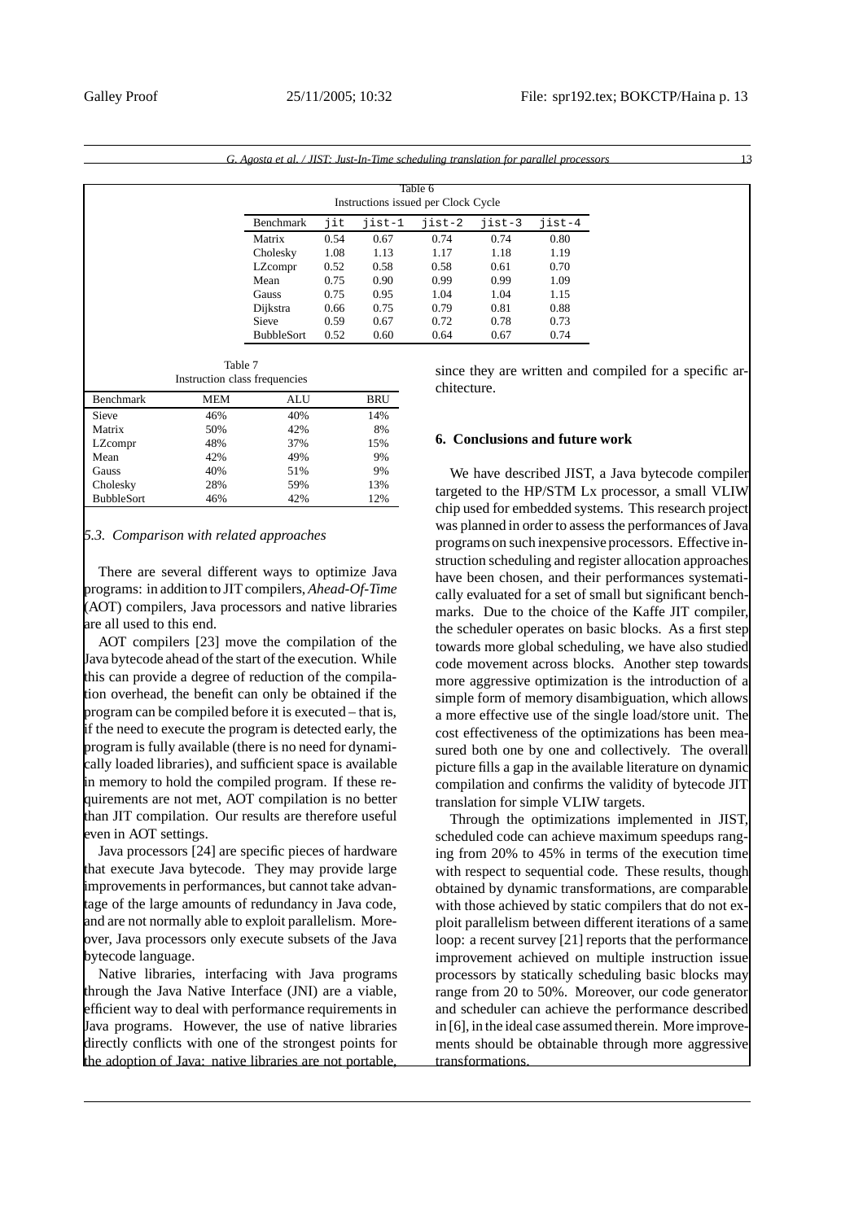Table 6
Instructions issued per Clock Cycle

| Benchmark | jit | jist-1 | jist-2 | jist-3 | jist-4 |
|---|---|---|---|---|---|
| Matrix | 0.54 | 0.67 | 0.74 | 0.74 | 0.80 |
| Cholesky | 1.08 | 1.13 | 1.17 | 1.18 | 1.19 |
| LZcompr | 0.52 | 0.58 | 0.58 | 0.61 | 0.70 |
| Mean | 0.75 | 0.90 | 0.99 | 0.99 | 1.09 |
| Gauss | 0.75 | 0.95 | 1.04 | 1.04 | 1.15 |
| Dijkstra | 0.66 | 0.75 | 0.79 | 0.81 | 0.88 |
| Sieve | 0.59 | 0.67 | 0.72 | 0.78 | 0.73 |
| BubbleSort | 0.52 | 0.60 | 0.64 | 0.67 | 0.74 |

Table 7
Instruction class frequencies

| Benchmark | MEM | ALU | BRU |
|---|---|---|---|
| Sieve | 46% | 40% | 14% |
| Matrix | 50% | 42% | 8% |
| LZcompr | 48% | 37% | 15% |
| Mean | 42% | 49% | 9% |
| Gauss | 40% | 51% | 9% |
| Cholesky | 28% | 59% | 13% |
| BubbleSort | 46% | 42% | 12% |

### 5.3. Comparison with related approaches

There are several different ways to optimize Java programs: in addition to JIT compilers, *Ahead-Of-Time* (AOT) compilers, Java processors and native libraries are all used to this end.

AOT compilers [23] move the compilation of the Java bytecode ahead of the start of the execution. While this can provide a degree of reduction of the compilation overhead, the benefit can only be obtained if the program can be compiled before it is executed – that is, if the need to execute the program is detected early, the program is fully available (there is no need for dynamically loaded libraries), and sufficient space is available in memory to hold the compiled program. If these requirements are not met, AOT compilation is no better than JIT compilation. Our results are therefore useful even in AOT settings.

Java processors [24] are specific pieces of hardware that execute Java bytecode. They may provide large improvements in performances, but cannot take advantage of the large amounts of redundancy in Java code, and are not normally able to exploit parallelism. Moreover, Java processors only execute subsets of the Java bytecode language.

Native libraries, interfacing with Java programs through the Java Native Interface (JNI) are a viable, efficient way to deal with performance requirements in Java programs. However, the use of native libraries directly conflicts with one of the strongest points for the adoption of Java: native libraries are not portable, since they are written and compiled for a specific architecture.

## 6. Conclusions and future work

We have described JIST, a Java bytecode compiler targeted to the HP/STM Lx processor, a small VLIW chip used for embedded systems. This research project was planned in order to assess the performances of Java programs on such inexpensive processors. Effective instruction scheduling and register allocation approaches have been chosen, and their performances systematically evaluated for a set of small but significant benchmarks. Due to the choice of the Kaffe JIT compiler, the scheduler operates on basic blocks. As a first step towards more global scheduling, we have also studied code movement across blocks. Another step towards more aggressive optimization is the introduction of a simple form of memory disambiguation, which allows a more effective use of the single load/store unit. The cost effectiveness of the optimizations has been measured both one by one and collectively. The overall picture fills a gap in the available literature on dynamic compilation and confirms the validity of bytecode JIT translation for simple VLIW targets.

Through the optimizations implemented in JIST, scheduled code can achieve maximum speedups ranging from 20% to 45% in terms of the execution time with respect to sequential code. These results, though obtained by dynamic transformations, are comparable with those achieved by static compilers that do not exploit parallelism between different iterations of a same loop: a recent survey [21] reports that the performance improvement achieved on multiple instruction issue processors by statically scheduling basic blocks may range from 20 to 50%. Moreover, our code generator and scheduler can achieve the performance described in [6], in the ideal case assumed therein. More improvements should be obtainable through more aggressive transformations.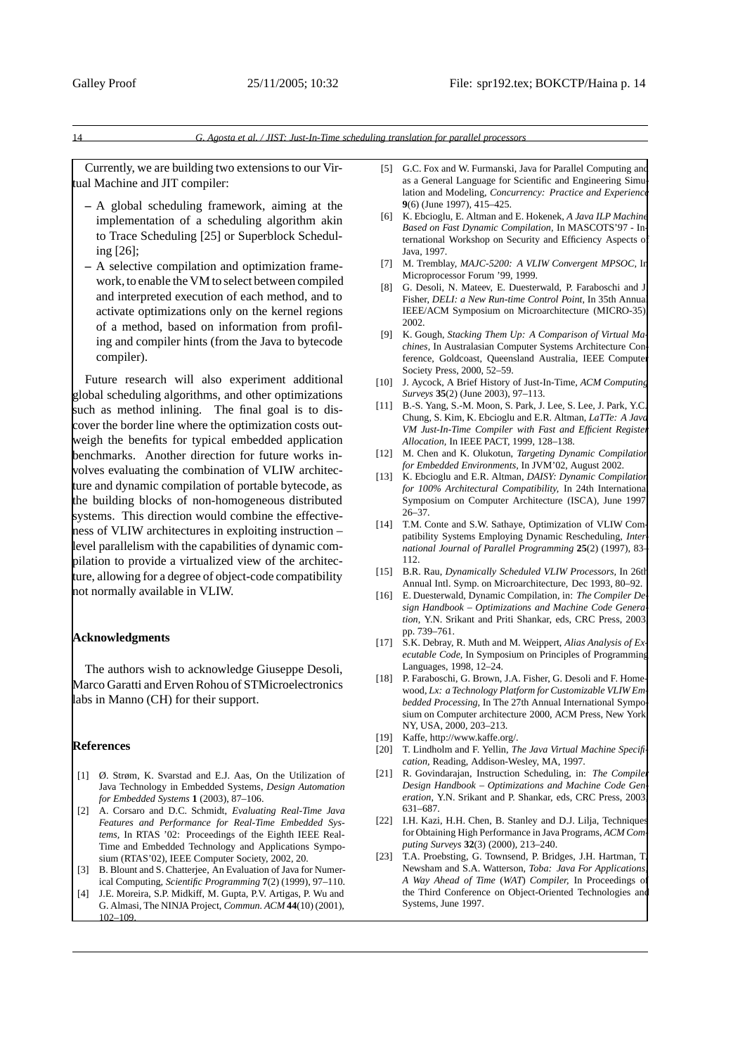Currently, we are building two extensions to our Virtual Machine and JIT compiler:

- A global scheduling framework, aiming at the implementation of a scheduling algorithm akin to Trace Scheduling [25] or Superblock Scheduling [26];
- A selective compilation and optimization framework, to enable the VM to select between compiled and interpreted execution of each method, and to activate optimizations only on the kernel regions of a method, based on information from profiling and compiler hints (from the Java to bytecode compiler).

Future research will also experiment additional global scheduling algorithms, and other optimizations such as method inlining. The final goal is to discover the border line where the optimization costs outweigh the benefits for typical embedded application benchmarks. Another direction for future works involves evaluating the combination of VLIW architecture and dynamic compilation of portable bytecode, as the building blocks of non-homogeneous distributed systems. This direction would combine the effectiveness of VLIW architectures in exploiting instruction – level parallelism with the capabilities of dynamic compilation to provide a virtualized view of the architecture, allowing for a degree of object-code compatibility not normally available in VLIW.

## Acknowledgments

The authors wish to acknowledge Giuseppe Desoli, Marco Garatti and Erven Rohou of STMicroelectronics labs in Manno (CH) for their support.

## References

[1] Ø. Strøm, K. Svarstad and E.J. Aas, On the Utilization of Java Technology in Embedded Systems, *Design Automation for Embedded Systems* **1** (2003), 87–106.

[2] A. Corsaro and D.C. Schmidt, *Evaluating Real-Time Java Features and Performance for Real-Time Embedded Systems,* In RTAS '02: Proceedings of the Eighth IEEE Real-Time and Embedded Technology and Applications Symposium (RTAS'02), IEEE Computer Society, 2002, 20.

[3] B. Blount and S. Chatterjee, An Evaluation of Java for Numerical Computing, *Scientific Programming* **7**(2) (1999), 97–110.

[4] J.E. Moreira, S.P. Midkiff, M. Gupta, P.V. Artigas, P. Wu and G. Almasi, The NINJA Project, *Commun. ACM* **44**(10) (2001), 102–109.

[5] G.C. Fox and W. Furmanski, Java for Parallel Computing and as a General Language for Scientific and Engineering Simulation and Modeling, *Concurrency: Practice and Experience* **9**(6) (June 1997), 415–425.

[6] K. Ebcioglu, E. Altman and E. Hokenek, *A Java ILP Machine Based on Fast Dynamic Compilation,* In MASCOTS'97 - International Workshop on Security and Efficiency Aspects of Java, 1997.

[7] M. Tremblay, *MAJC-5200: A VLIW Convergent MPSOC,* In Microprocessor Forum '99, 1999.

[8] G. Desoli, N. Mateev, E. Duesterwald, P. Faraboschi and J. Fisher, *DELI: a New Run-time Control Point,* In 35th Annual IEEE/ACM Symposium on Microarchitecture (MICRO-35), 2002.

[9] K. Gough, *Stacking Them Up: A Comparison of Virtual Machines,* In Australasian Computer Systems Architecture Conference, Goldcoast, Queensland Australia, IEEE Computer Society Press, 2000, 52–59.

[10] J. Aycock, A Brief History of Just-In-Time, *ACM Computing Surveys* **35**(2) (June 2003), 97–113.

[11] B.-S. Yang, S.-M. Moon, S. Park, J. Lee, S. Lee, J. Park, Y.C. Chung, S. Kim, K. Ebcioglu and E.R. Altman, *LaTTe: A Java VM Just-In-Time Compiler with Fast and Efficient Register Allocation,* In IEEE PACT, 1999, 128–138.

[12] M. Chen and K. Olukotun, *Targeting Dynamic Compilation for Embedded Environments,* In JVM'02, August 2002.

[13] K. Ebcioglu and E.R. Altman, *DAISY: Dynamic Compilation for 100% Architectural Compatibility,* In 24th International Symposium on Computer Architecture (ISCA), June 1997, 26–37.

[14] T.M. Conte and S.W. Sathaye, Optimization of VLIW Compatibility Systems Employing Dynamic Rescheduling, *International Journal of Parallel Programming* **25**(2) (1997), 83–112.

[15] B.R. Rau, *Dynamically Scheduled VLIW Processors,* In 26th Annual Intl. Symp. on Microarchitecture, Dec 1993, 80–92.

[16] E. Duesterwald, Dynamic Compilation, in: *The Compiler Design Handbook – Optimizations and Machine Code Generation,* Y.N. Srikant and Priti Shankar, eds, CRC Press, 2003, pp. 739–761.

[17] S.K. Debray, R. Muth and M. Weippert, *Alias Analysis of Executable Code,* In Symposium on Principles of Programming Languages, 1998, 12–24.

[18] P. Faraboschi, G. Brown, J.A. Fisher, G. Desoli and F. Homewood, *Lx: a Technology Platform for Customizable VLIW Embedded Processing,* In The 27th Annual International Symposium on Computer architecture 2000, ACM Press, New York, NY, USA, 2000, 203–213.

[19] Kaffe, http://www.kaffe.org/.

[20] T. Lindholm and F. Yellin, *The Java Virtual Machine Specification,* Reading, Addison-Wesley, MA, 1997.

[21] R. Govindarajan, Instruction Scheduling, in: *The Compiler Design Handbook – Optimizations and Machine Code Generation,* Y.N. Srikant and P. Shankar, eds, CRC Press, 2003, 631–687.

[22] I.H. Kazi, H.H. Chen, B. Stanley and D.J. Lilja, Techniques for Obtaining High Performance in Java Programs, *ACM Computing Surveys* **32**(3) (2000), 213–240.

[23] T.A. Proebsting, G. Townsend, P. Bridges, J.H. Hartman, T. Newsham and S.A. Watterson, *Toba: Java For Applications, A Way Ahead of Time (WAT) Compiler,* In Proceedings of the Third Conference on Object-Oriented Technologies and Systems, June 1997.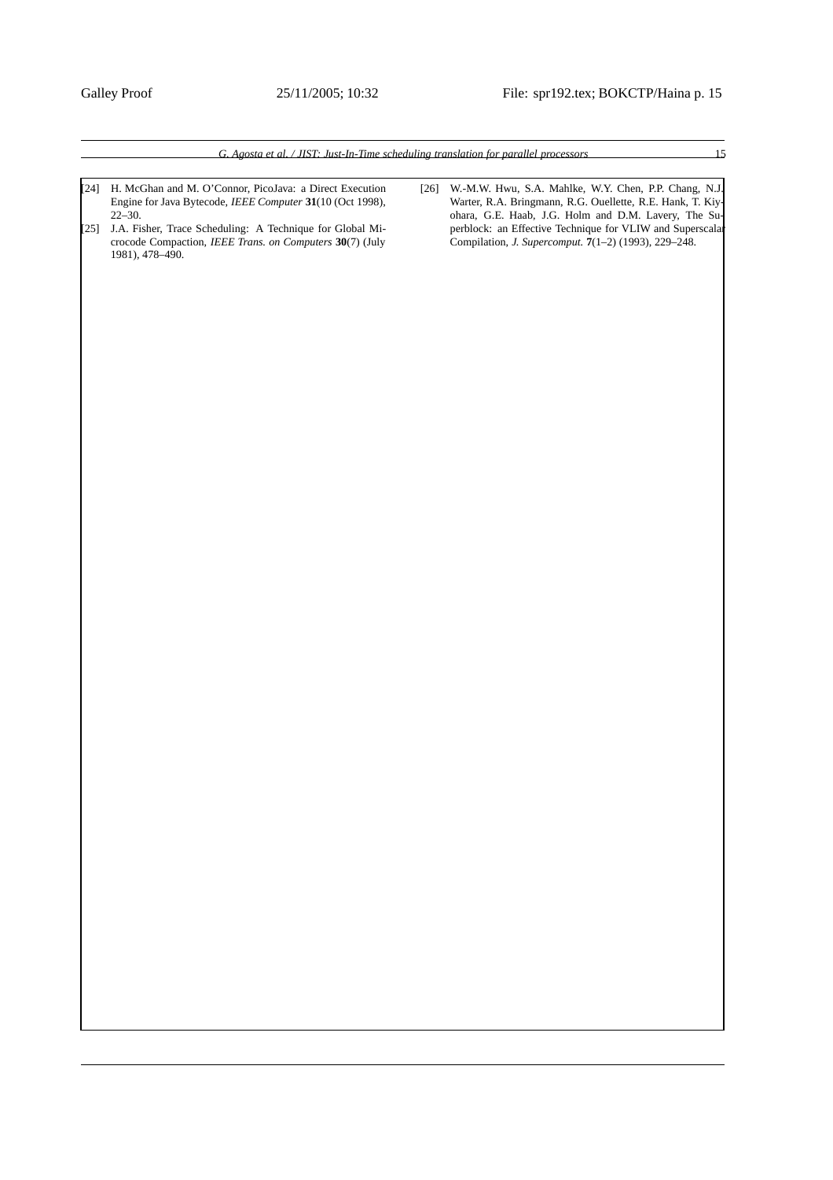[24] H. McGhan and M. O'Connor, PicoJava: a Direct Execution Engine for Java Bytecode, *IEEE Computer* **31**(10 (Oct 1998), 22–30.

[25] J.A. Fisher, Trace Scheduling: A Technique for Global Microcode Compaction, *IEEE Trans. on Computers* **30**(7) (July 1981), 478–490.

[26] W.-M.W. Hwu, S.A. Mahlke, W.Y. Chen, P.P. Chang, N.J. Warter, R.A. Bringmann, R.G. Ouellette, R.E. Hank, T. Kiyohara, G.E. Haab, J.G. Holm and D.M. Lavery, The Superblock: an Effective Technique for VLIW and Superscalar Compilation, *J. Supercomput.* **7**(1–2) (1993), 229–248.